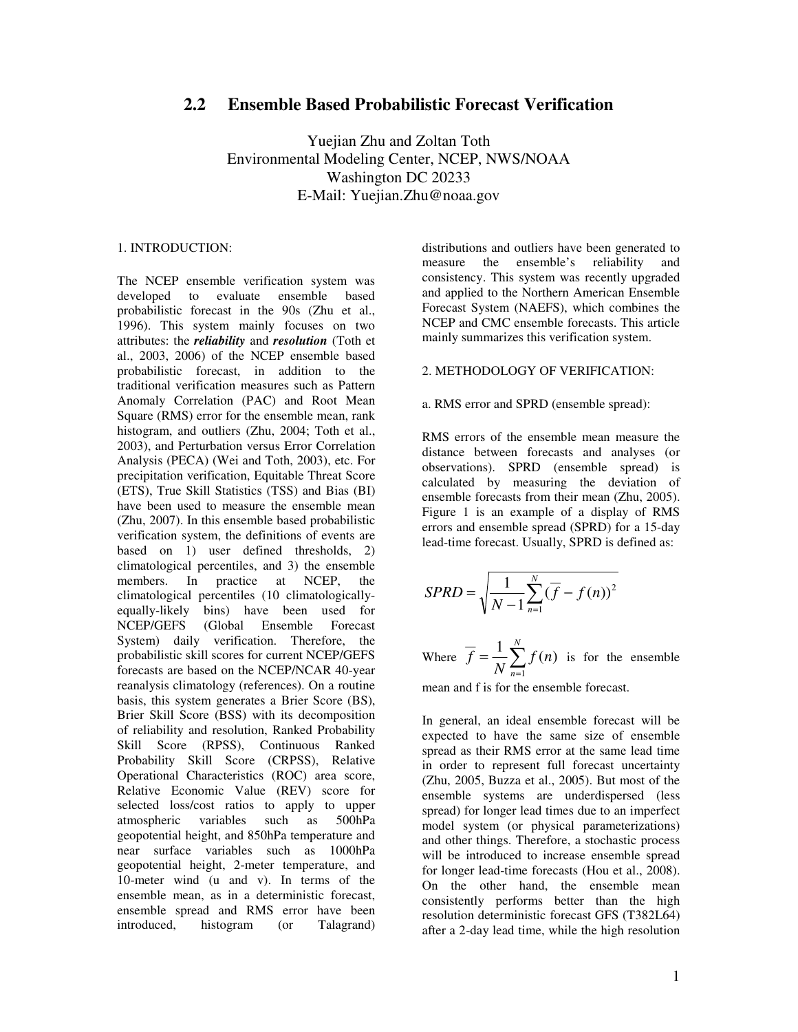# 2.2 Ensemble Based Probabilistic Forecast Verification

Yuejian Zhu and Zoltan Toth
Environmental Modeling Center, NCEP, NWS/NOAA
Washington DC 20233
E-Mail: Yuejian.Zhu@noaa.gov

## 1. INTRODUCTION:

The NCEP ensemble verification system was developed to evaluate ensemble based probabilistic forecast in the 90s (Zhu et al., 1996). This system mainly focuses on two attributes: the ***reliability*** and ***resolution*** (Toth et al., 2003, 2006) of the NCEP ensemble based probabilistic forecast, in addition to the traditional verification measures such as Pattern Anomaly Correlation (PAC) and Root Mean Square (RMS) error for the ensemble mean, rank histogram, and outliers (Zhu, 2004; Toth et al., 2003), and Perturbation versus Error Correlation Analysis (PECA) (Wei and Toth, 2003), etc. For precipitation verification, Equitable Threat Score (ETS), True Skill Statistics (TSS) and Bias (BI) have been used to measure the ensemble mean (Zhu, 2007). In this ensemble based probabilistic verification system, the definitions of events are based on 1) user defined thresholds, 2) climatological percentiles, and 3) the ensemble members. In practice at NCEP, the climatological percentiles (10 climatologically-equally-likely bins) have been used for NCEP/GEFS (Global Ensemble Forecast System) daily verification. Therefore, the probabilistic skill scores for current NCEP/GEFS forecasts are based on the NCEP/NCAR 40-year reanalysis climatology (references). On a routine basis, this system generates a Brier Score (BS), Brier Skill Score (BSS) with its decomposition of reliability and resolution, Ranked Probability Skill Score (RPSS), Continuous Ranked Probability Skill Score (CRPSS), Relative Operational Characteristics (ROC) area score, Relative Economic Value (REV) score for selected loss/cost ratios to apply to upper atmospheric variables such as 500hPa geopotential height, and 850hPa temperature and near surface variables such as 1000hPa geopotential height, 2-meter temperature, and 10-meter wind (u and v). In terms of the ensemble mean, as in a deterministic forecast, ensemble spread and RMS error have been introduced, histogram (or Talagrand) distributions and outliers have been generated to measure the ensemble's reliability and consistency. This system was recently upgraded and applied to the Northern American Ensemble Forecast System (NAEFS), which combines the NCEP and CMC ensemble forecasts. This article mainly summarizes this verification system.

## 2. METHODOLOGY OF VERIFICATION:

### a. RMS error and SPRD (ensemble spread):

RMS errors of the ensemble mean measure the distance between forecasts and analyses (or observations). SPRD (ensemble spread) is calculated by measuring the deviation of ensemble forecasts from their mean (Zhu, 2005). Figure 1 is an example of a display of RMS errors and ensemble spread (SPRD) for a 15-day lead-time forecast. Usually, SPRD is defined as:

$$SPRD = \sqrt{\frac{1}{N-1}\sum_{n=1}^{N}(\overline{f} - f(n))^2}$$

Where $\overline{f} = \frac{1}{N}\sum_{n=1}^{N} f(n)$ is for the ensemble mean and f is for the ensemble forecast.

In general, an ideal ensemble forecast will be expected to have the same size of ensemble spread as their RMS error at the same lead time in order to represent full forecast uncertainty (Zhu, 2005, Buzza et al., 2005). But most of the ensemble systems are underdispersed (less spread) for longer lead times due to an imperfect model system (or physical parameterizations) and other things. Therefore, a stochastic process will be introduced to increase ensemble spread for longer lead-time forecasts (Hou et al., 2008). On the other hand, the ensemble mean consistently performs better than the high resolution deterministic forecast GFS (T382L64) after a 2-day lead time, while the high resolution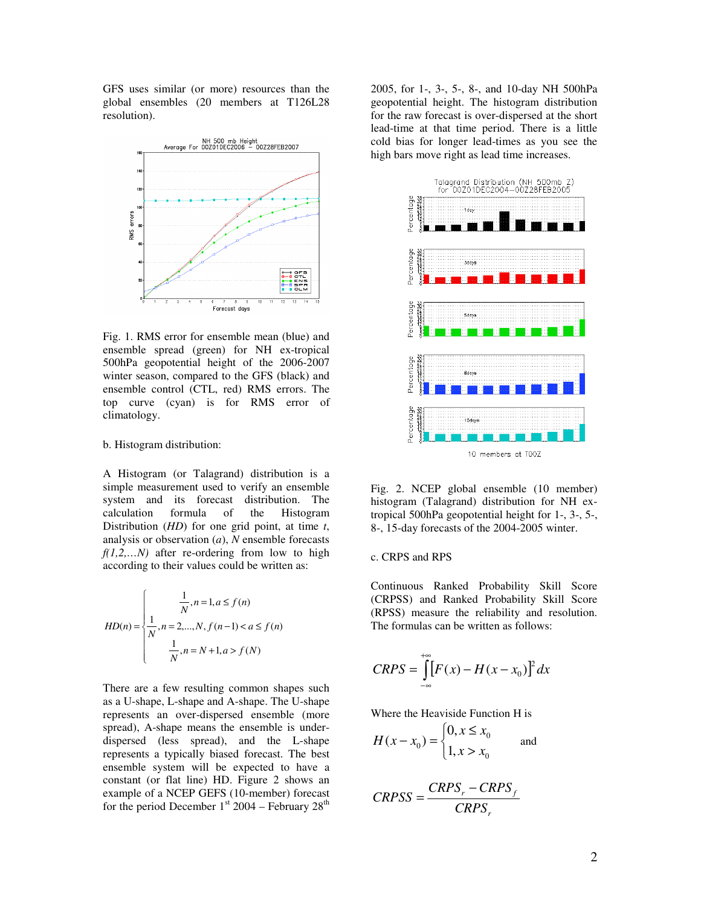GFS uses similar (or more) resources than the global ensembles (20 members at T126L28 resolution).

Fig. 1. RMS error for ensemble mean (blue) and ensemble spread (green) for NH ex-tropical 500hPa geopotential height of the 2006-2007 winter season, compared to the GFS (black) and ensemble control (CTL, red) RMS errors. The top curve (cyan) is for RMS error of climatology.

b. Histogram distribution:

A Histogram (or Talagrand) distribution is a simple measurement used to verify an ensemble system and its forecast distribution. The calculation formula of the Histogram Distribution (*HD*) for one grid point, at time *t*, analysis or observation (*a*), *N* ensemble forecasts *f(1,2,…N)* after re-ordering from low to high according to their values could be written as:

$$HD(n) = \begin{cases} \frac{1}{N}, n = 1, a \le f(n) \\ \frac{1}{N}, n = 2,...,N, f(n-1) < a \le f(n) \\ \frac{1}{N}, n = N+1, a > f(N) \end{cases}$$

There are a few resulting common shapes such as a U-shape, L-shape and A-shape. The U-shape represents an over-dispersed ensemble (more spread), A-shape means the ensemble is under-dispersed (less spread), and the L-shape represents a typically biased forecast. The best ensemble system will be expected to have a constant (or flat line) HD. Figure 2 shows an example of a NCEP GEFS (10-member) forecast for the period December 1[st] 2004 – February 28[th] 2005, for 1-, 3-, 5-, 8-, and 10-day NH 500hPa geopotential height. The histogram distribution for the raw forecast is over-dispersed at the short lead-time at that time period. There is a little cold bias for longer lead-times as you see the high bars move right as lead time increases.

Fig. 2. NCEP global ensemble (10 member) histogram (Talagrand) distribution for NH ex-tropical 500hPa geopotential height for 1-, 3-, 5-, 8-, 15-day forecasts of the 2004-2005 winter.

c. CRPS and RPS

Continuous Ranked Probability Skill Score (CRPSS) and Ranked Probability Skill Score (RPSS) measure the reliability and resolution. The formulas can be written as follows:

$$CRPS = \int_{-\infty}^{+\infty} [F(x) - H(x - x_0)]^2 dx$$

Where the Heaviside Function H is

$$H(x - x_0) = \begin{cases} 0, x \le x_0 \\ 1, x > x_0 \end{cases}$$

and

$$CRPSS = \frac{CRPS_r - CRPS_f}{CRPS_r}$$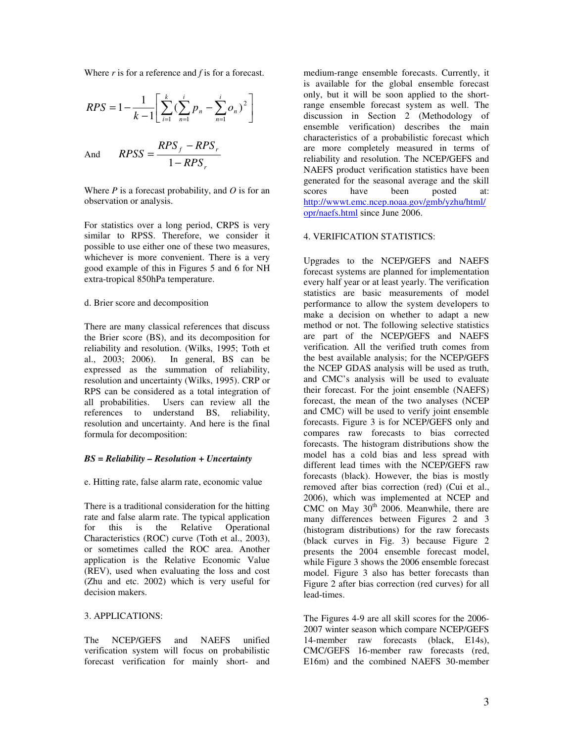Where $r$ is for a reference and $f$ is for a forecast.

$$RPS = 1 - \frac{1}{k-1}\left[\sum_{i=1}^{k}(\sum_{n=1}^{i}p_n - \sum_{n=1}^{i}o_n)^2\right]$$

And $$RPSS = \frac{RPS_f - RPS_r}{1 - RPS_r}$$

Where $P$ is a forecast probability, and $O$ is for an observation or analysis.

For statistics over a long period, CRPS is very similar to RPSS. Therefore, we consider it possible to use either one of these two measures, whichever is more convenient. There is a very good example of this in Figures 5 and 6 for NH extra-tropical 850hPa temperature.

d. Brier score and decomposition

There are many classical references that discuss the Brier score (BS), and its decomposition for reliability and resolution. (Wilks, 1995; Toth et al., 2003; 2006). In general, BS can be expressed as the summation of reliability, resolution and uncertainty (Wilks, 1995). CRP or RPS can be considered as a total integration of all probabilities. Users can review all the references to understand BS, reliability, resolution and uncertainty. And here is the final formula for decomposition:

***BS = Reliability – Resolution + Uncertainty***

e. Hitting rate, false alarm rate, economic value

There is a traditional consideration for the hitting rate and false alarm rate. The typical application for this is the Relative Operational Characteristics (ROC) curve (Toth et al., 2003), or sometimes called the ROC area. Another application is the Relative Economic Value (REV), used when evaluating the loss and cost (Zhu and etc. 2002) which is very useful for decision makers.

3. APPLICATIONS:

The NCEP/GEFS and NAEFS unified verification system will focus on probabilistic forecast verification for mainly short- and medium-range ensemble forecasts. Currently, it is available for the global ensemble forecast only, but it will be soon applied to the short-range ensemble forecast system as well. The discussion in Section 2 (Methodology of ensemble verification) describes the main characteristics of a probabilistic forecast which are more completely measured in terms of reliability and resolution. The NCEP/GEFS and NAEFS product verification statistics have been generated for the seasonal average and the skill scores have been posted at: http://wwwt.emc.ncep.noaa.gov/gmb/yzhu/html/opr/naefs.html since June 2006.

4. VERIFICATION STATISTICS:

Upgrades to the NCEP/GEFS and NAEFS forecast systems are planned for implementation every half year or at least yearly. The verification statistics are basic measurements of model performance to allow the system developers to make a decision on whether to adapt a new method or not. The following selective statistics are part of the NCEP/GEFS and NAEFS verification. All the verified truth comes from the best available analysis; for the NCEP/GEFS the NCEP GDAS analysis will be used as truth, and CMC's analysis will be used to evaluate their forecast. For the joint ensemble (NAEFS) forecast, the mean of the two analyses (NCEP and CMC) will be used to verify joint ensemble forecasts. Figure 3 is for NCEP/GEFS only and compares raw forecasts to bias corrected forecasts. The histogram distributions show the model has a cold bias and less spread with different lead times with the NCEP/GEFS raw forecasts (black). However, the bias is mostly removed after bias correction (red) (Cui et al., 2006), which was implemented at NCEP and CMC on May 30th 2006. Meanwhile, there are many differences between Figures 2 and 3 (histogram distributions) for the raw forecasts (black curves in Fig. 3) because Figure 2 presents the 2004 ensemble forecast model, while Figure 3 shows the 2006 ensemble forecast model. Figure 3 also has better forecasts than Figure 2 after bias correction (red curves) for all lead-times.

The Figures 4-9 are all skill scores for the 2006-2007 winter season which compare NCEP/GEFS 14-member raw forecasts (black, E14s), CMC/GEFS 16-member raw forecasts (red, E16m) and the combined NAEFS 30-member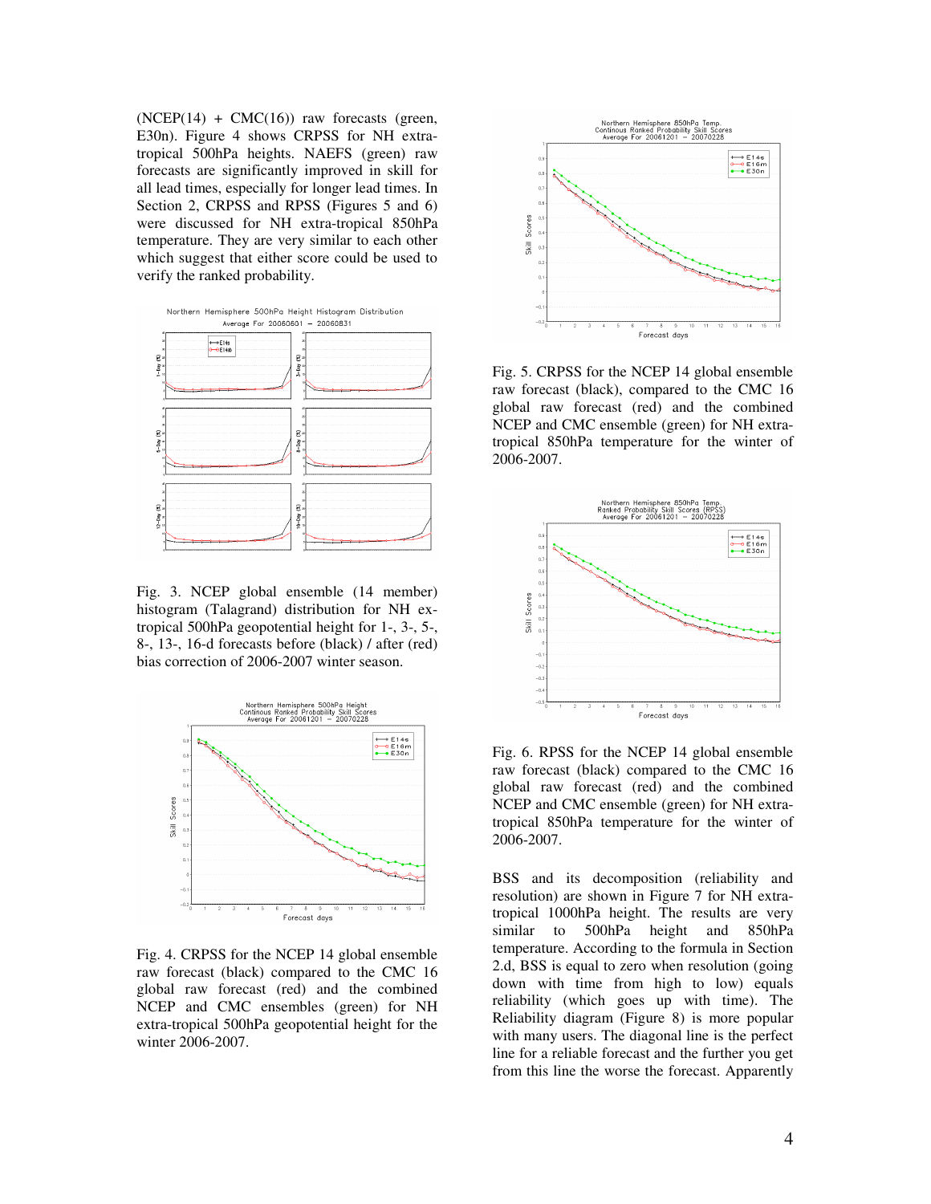(NCEP(14) + CMC(16)) raw forecasts (green, E30n). Figure 4 shows CRPSS for NH extra-tropical 500hPa heights. NAEFS (green) raw forecasts are significantly improved in skill for all lead times, especially for longer lead times. In Section 2, CRPSS and RPSS (Figures 5 and 6) were discussed for NH extra-tropical 850hPa temperature. They are very similar to each other which suggest that either score could be used to verify the ranked probability.

Fig. 3. NCEP global ensemble (14 member) histogram (Talagrand) distribution for NH ex-tropical 500hPa geopotential height for 1-, 3-, 5-, 8-, 13-, 16-d forecasts before (black) / after (red) bias correction of 2006-2007 winter season.

Fig. 4. CRPSS for the NCEP 14 global ensemble raw forecast (black) compared to the CMC 16 global raw forecast (red) and the combined NCEP and CMC ensembles (green) for NH extra-tropical 500hPa geopotential height for the winter 2006-2007.

Fig. 5. CRPSS for the NCEP 14 global ensemble raw forecast (black), compared to the CMC 16 global raw forecast (red) and the combined NCEP and CMC ensemble (green) for NH extra-tropical 850hPa temperature for the winter of 2006-2007.

Fig. 6. RPSS for the NCEP 14 global ensemble raw forecast (black) compared to the CMC 16 global raw forecast (red) and the combined NCEP and CMC ensemble (green) for NH extra-tropical 850hPa temperature for the winter of 2006-2007.

BSS and its decomposition (reliability and resolution) are shown in Figure 7 for NH extra-tropical 1000hPa height. The results are very similar to 500hPa height and 850hPa temperature. According to the formula in Section 2.d, BSS is equal to zero when resolution (going down with time from high to low) equals reliability (which goes up with time). The Reliability diagram (Figure 8) is more popular with many users. The diagonal line is the perfect line for a reliable forecast and the further you get from this line the worse the forecast. Apparently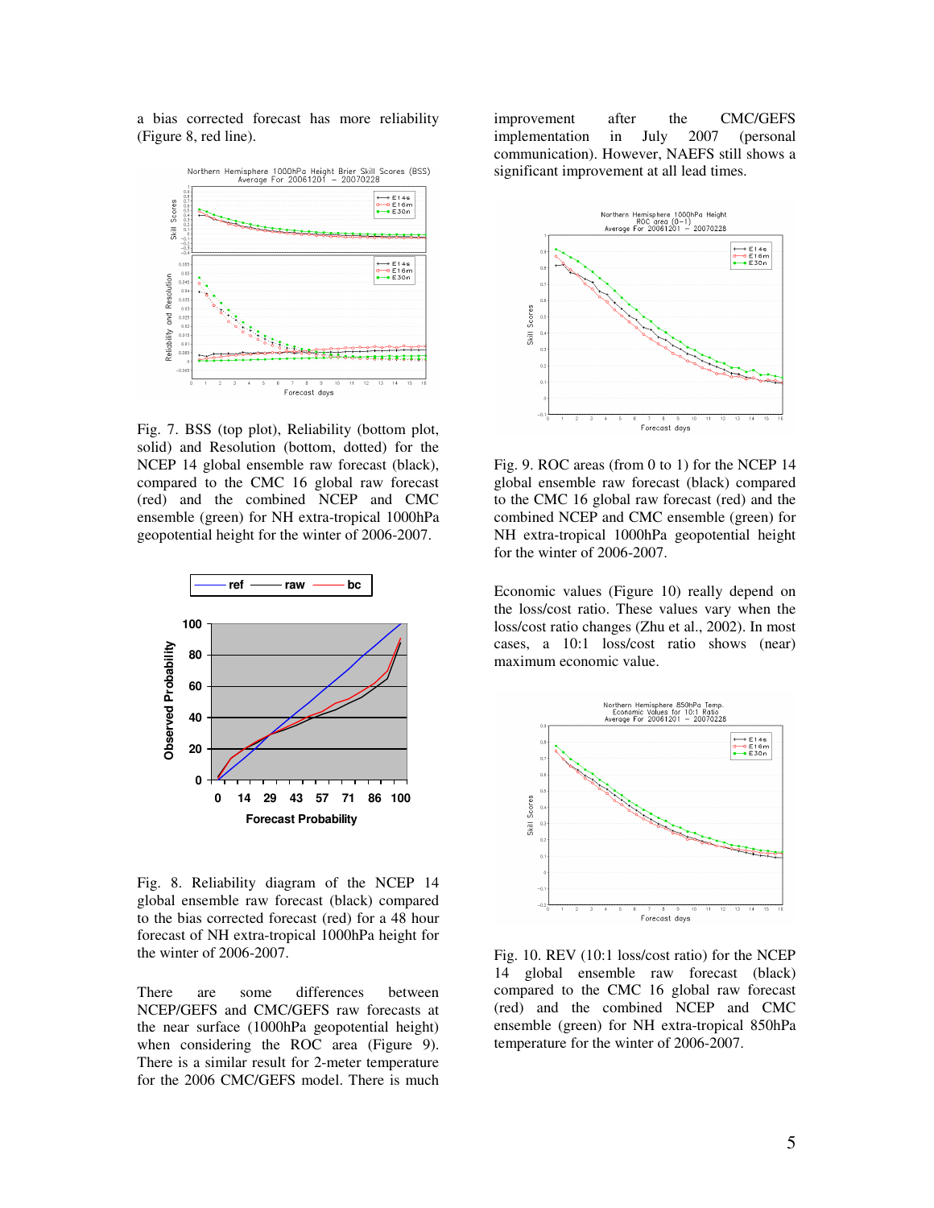a bias corrected forecast has more reliability (Figure 8, red line).

Fig. 7. BSS (top plot), Reliability (bottom plot, solid) and Resolution (bottom, dotted) for the NCEP 14 global ensemble raw forecast (black), compared to the CMC 16 global raw forecast (red) and the combined NCEP and CMC ensemble (green) for NH extra-tropical 1000hPa geopotential height for the winter of 2006-2007.

Fig. 8. Reliability diagram of the NCEP 14 global ensemble raw forecast (black) compared to the bias corrected forecast (red) for a 48 hour forecast of NH extra-tropical 1000hPa height for the winter of 2006-2007.

There are some differences between NCEP/GEFS and CMC/GEFS raw forecasts at the near surface (1000hPa geopotential height) when considering the ROC area (Figure 9). There is a similar result for 2-meter temperature for the 2006 CMC/GEFS model. There is much improvement after the CMC/GEFS implementation in July 2007 (personal communication). However, NAEFS still shows a significant improvement at all lead times.

Fig. 9. ROC areas (from 0 to 1) for the NCEP 14 global ensemble raw forecast (black) compared to the CMC 16 global raw forecast (red) and the combined NCEP and CMC ensemble (green) for NH extra-tropical 1000hPa geopotential height for the winter of 2006-2007.

Economic values (Figure 10) really depend on the loss/cost ratio. These values vary when the loss/cost ratio changes (Zhu et al., 2002). In most cases, a 10:1 loss/cost ratio shows (near) maximum economic value.

Fig. 10. REV (10:1 loss/cost ratio) for the NCEP 14 global ensemble raw forecast (black) compared to the CMC 16 global raw forecast (red) and the combined NCEP and CMC ensemble (green) for NH extra-tropical 850hPa temperature for the winter of 2006-2007.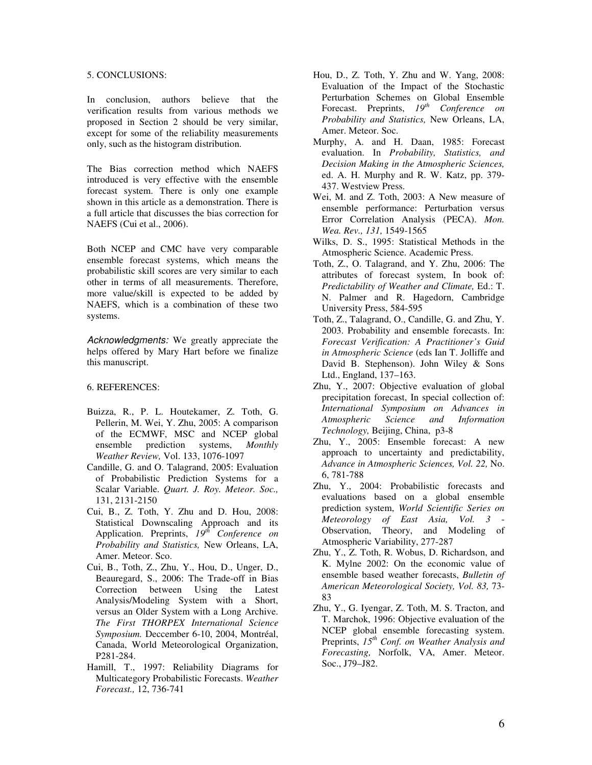## 5. CONCLUSIONS:

In conclusion, authors believe that the verification results from various methods we proposed in Section 2 should be very similar, except for some of the reliability measurements only, such as the histogram distribution.

The Bias correction method which NAEFS introduced is very effective with the ensemble forecast system. There is only one example shown in this article as a demonstration. There is a full article that discusses the bias correction for NAEFS (Cui et al., 2006).

Both NCEP and CMC have very comparable ensemble forecast systems, which means the probabilistic skill scores are very similar to each other in terms of all measurements. Therefore, more value/skill is expected to be added by NAEFS, which is a combination of these two systems.

*Acknowledgments:* We greatly appreciate the helps offered by Mary Hart before we finalize this manuscript.

## 6. REFERENCES:

Buizza, R., P. L. Houtekamer, Z. Toth, G. Pellerin, M. Wei, Y. Zhu, 2005: A comparison of the ECMWF, MSC and NCEP global ensemble prediction systems, *Monthly Weather Review,* Vol. 133, 1076-1097

Candille, G. and O. Talagrand, 2005: Evaluation of Probabilistic Prediction Systems for a Scalar Variable. *Quart. J. Roy. Meteor. Soc.,* 131, 2131-2150

Cui, B., Z. Toth, Y. Zhu and D. Hou, 2008: Statistical Downscaling Approach and its Application. Preprints, *19th Conference on Probability and Statistics,* New Orleans, LA, Amer. Meteor. Sco.

Cui, B., Toth, Z., Zhu, Y., Hou, D., Unger, D., Beauregard, S., 2006: The Trade-off in Bias Correction between Using the Latest Analysis/Modeling System with a Short, versus an Older System with a Long Archive. *The First THORPEX International Science Symposium.* Deccember 6-10, 2004, Montréal, Canada, World Meteorological Organization, P281-284.

Hamill, T., 1997: Reliability Diagrams for Multicategory Probabilistic Forecasts. *Weather Forecast.,* 12, 736-741

Hou, D., Z. Toth, Y. Zhu and W. Yang, 2008: Evaluation of the Impact of the Stochastic Perturbation Schemes on Global Ensemble Forecast. Preprints, *19th Conference on Probability and Statistics,* New Orleans, LA, Amer. Meteor. Soc.

Murphy, A. and H. Daan, 1985: Forecast evaluation. In *Probability, Statistics, and Decision Making in the Atmospheric Sciences,* ed. A. H. Murphy and R. W. Katz, pp. 379-437. Westview Press.

Wei, M. and Z. Toth, 2003: A New measure of ensemble performance: Perturbation versus Error Correlation Analysis (PECA). *Mon. Wea. Rev., 131,* 1549-1565

Wilks, D. S., 1995: Statistical Methods in the Atmospheric Science. Academic Press.

Toth, Z., O. Talagrand, and Y. Zhu, 2006: The attributes of forecast system, In book of: *Predictability of Weather and Climate,* Ed.: T. N. Palmer and R. Hagedorn, Cambridge University Press, 584-595

Toth, Z., Talagrand, O., Candille, G. and Zhu, Y. 2003. Probability and ensemble forecasts. In: *Forecast Verification: A Practitioner's Guid in Atmospheric Science* (eds Ian T. Jolliffe and David B. Stephenson). John Wiley & Sons Ltd., England, 137–163.

Zhu, Y., 2007: Objective evaluation of global precipitation forecast, In special collection of: *International Symposium on Advances in Atmospheric Science and Information Technology,* Beijing, China, p3-8

Zhu, Y., 2005: Ensemble forecast: A new approach to uncertainty and predictability, *Advance in Atmospheric Sciences, Vol. 22,* No. 6, 781-788

Zhu, Y., 2004: Probabilistic forecasts and evaluations based on a global ensemble prediction system, *World Scientific Series on Meteorology of East Asia, Vol. 3* - Observation, Theory, and Modeling of Atmospheric Variability, 277-287

Zhu, Y., Z. Toth, R. Wobus, D. Richardson, and K. Mylne 2002: On the economic value of ensemble based weather forecasts, *Bulletin of American Meteorological Society, Vol. 83,* 73-83

Zhu, Y., G. Iyengar, Z. Toth, M. S. Tracton, and T. Marchok, 1996: Objective evaluation of the NCEP global ensemble forecasting system. Preprints, *15th Conf. on Weather Analysis and Forecasting,* Norfolk, VA, Amer. Meteor. Soc., J79–J82.